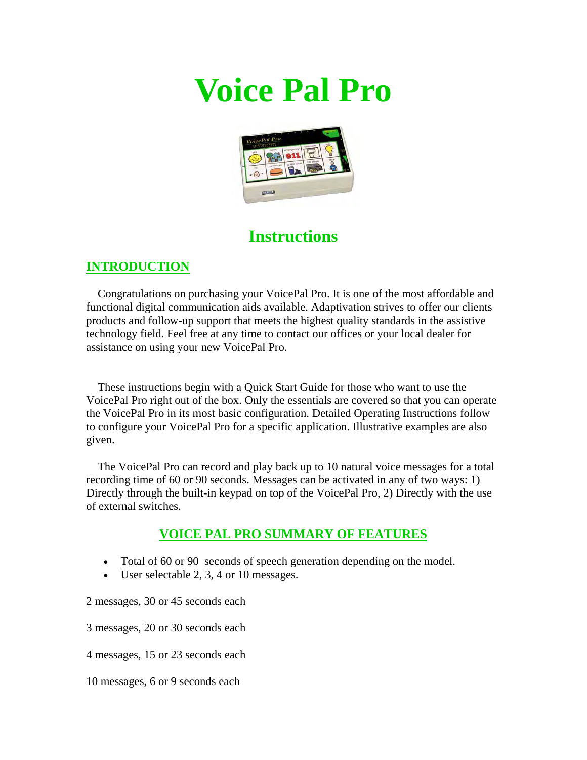# Voice Pal Pro

## Instructions

### INTRODUCTION

Congratulations on purchasing your VoicePal Pro. It is one of the most affordable and functional digital communication aids available. Adaptivation strives to offer our clients products and follow-up support that meets the highest quality standards in the assistive technology field. Feel free at any time to contact our offices or your local dealer for assistance on using your new VoicePal Pro.

These instructions begin with a Quick Start Guide for those who want to use the VoicePal Pro right out of the box. Only the essentials are covered so that you can operate the VoicePal Pro in its most basic configuration. Detailed Operating Instructions follow to configure your VoicePal Pro for a specific application. Illustrative examples are also given.

The VoicePal Pro can record and play back up to 10 natural voice messages for a total recording time of 60 or 90 seconds. Messages can be activated in any of two ways: 1) Directly through the built-in keypad on top of the VoicePal Pro, 2) Directly with the use of external switches.

### VOICE PAL PRO SUMMARY OF FEATURES

- Total of 60 or 90 seconds of speech generation depending on the model.
- User selectable 2, 3, 4 or 10 messages.

2 messages, 30 or 45 seconds each

3 messages, 20 or 30 seconds each

4 messages, 15 or 23 seconds each

10 messages, 6 or 9 seconds each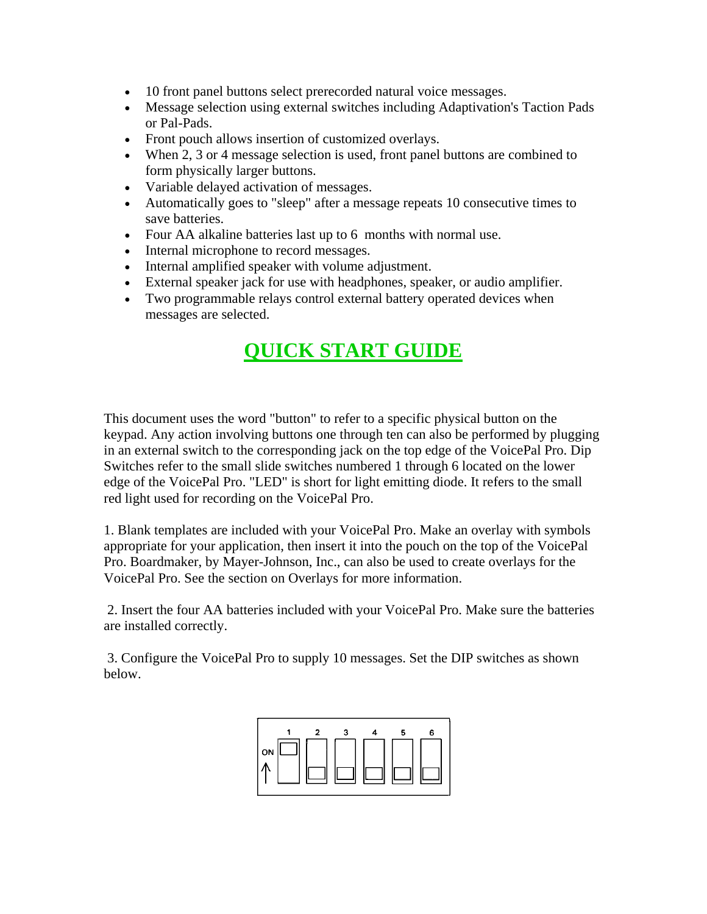- 10 front panel buttons select prerecorded natural voice messages.
- Message selection using external switches including Adaptivation's Taction Pads or Pal-Pads.
- Front pouch allows insertion of customized overlays.
- When 2, 3 or 4 message selection is used, front panel buttons are combined to form physically larger buttons.
- Variable delayed activation of messages.
- Automatically goes to "sleep" after a message repeats 10 consecutive times to save batteries.
- Four AA alkaline batteries last up to 6 months with normal use.
- Internal microphone to record messages.
- Internal amplified speaker with volume adjustment.
- External speaker jack for use with headphones, speaker, or audio amplifier.
- Two programmable relays control external battery operated devices when messages are selected.

# QUICK START GUIDE

This document uses the word "button" to refer to a specific physical button on the keypad. Any action involving buttons one through ten can also be performed by plugging in an external switch to the corresponding jack on the top edge of the VoicePal Pro. Dip Switches refer to the small slide switches numbered 1 through 6 located on the lower edge of the VoicePal Pro. "LED" is short for light emitting diode. It refers to the small red light used for recording on the VoicePal Pro.

1. Blank templates are included with your VoicePal Pro. Make an overlay with symbols appropriate for your application, then insert it into the pouch on the top of the VoicePal Pro. Boardmaker, by Mayer-Johnson, Inc., can also be used to create overlays for the VoicePal Pro. See the section on Overlays for more information.

2. Insert the four AA batteries included with your VoicePal Pro. Make sure the batteries are installed correctly.

3. Configure the VoicePal Pro to supply 10 messages. Set the DIP switches as shown below.

| | 1 | 2 | 3 | 4 | 5 | 6 |
|---|---|---|---|---|---|---|
| ON ↑ | ON | OFF | OFF | OFF | OFF | OFF |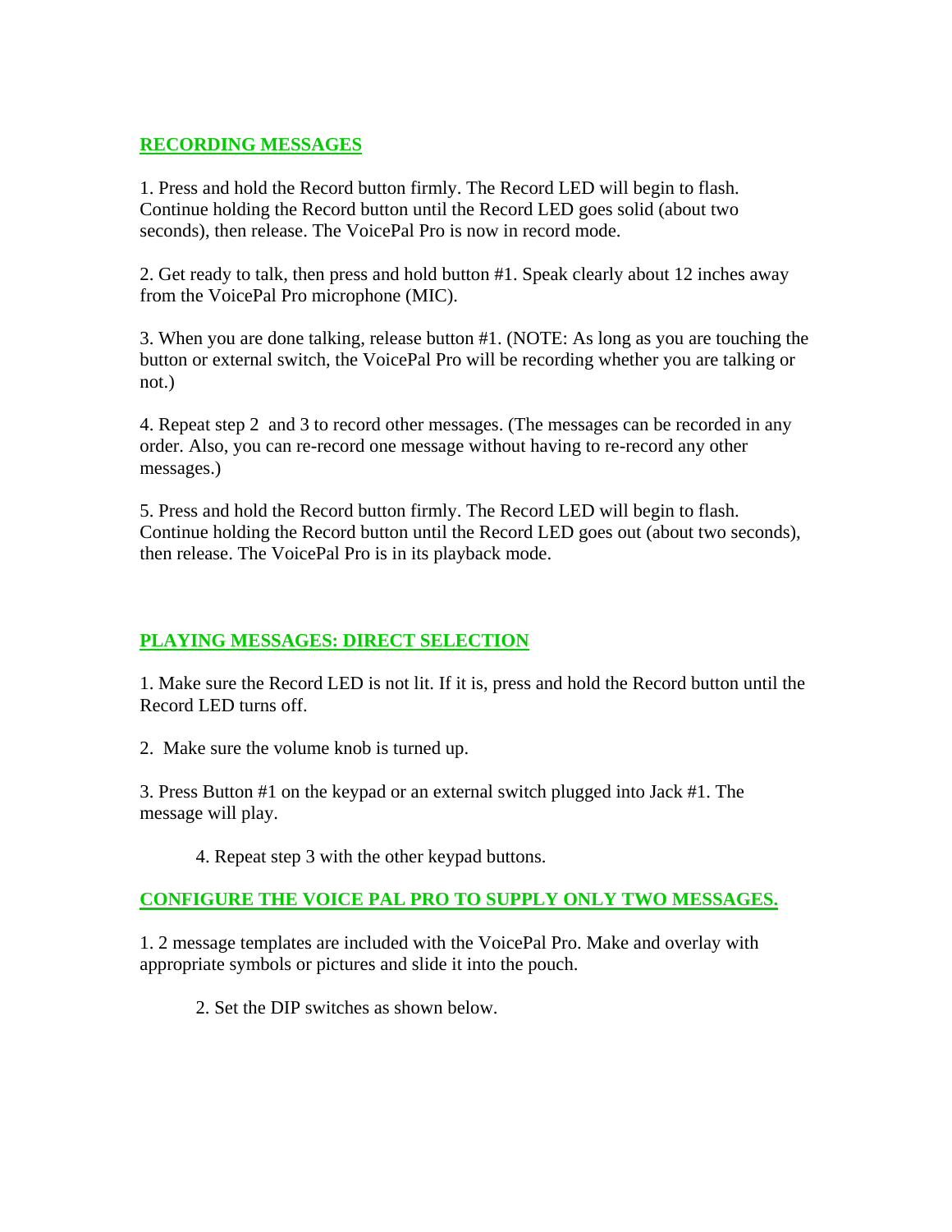## RECORDING MESSAGES

1. Press and hold the Record button firmly. The Record LED will begin to flash. Continue holding the Record button until the Record LED goes solid (about two seconds), then release. The VoicePal Pro is now in record mode.

2. Get ready to talk, then press and hold button #1. Speak clearly about 12 inches away from the VoicePal Pro microphone (MIC).

3. When you are done talking, release button #1. (NOTE: As long as you are touching the button or external switch, the VoicePal Pro will be recording whether you are talking or not.)

4. Repeat step 2 and 3 to record other messages. (The messages can be recorded in any order. Also, you can re-record one message without having to re-record any other messages.)

5. Press and hold the Record button firmly. The Record LED will begin to flash. Continue holding the Record button until the Record LED goes out (about two seconds), then release. The VoicePal Pro is in its playback mode.

## PLAYING MESSAGES: DIRECT SELECTION

1. Make sure the Record LED is not lit. If it is, press and hold the Record button until the Record LED turns off.

2. Make sure the volume knob is turned up.

3. Press Button #1 on the keypad or an external switch plugged into Jack #1. The message will play.

4. Repeat step 3 with the other keypad buttons.

## CONFIGURE THE VOICE PAL PRO TO SUPPLY ONLY TWO MESSAGES.

1. 2 message templates are included with the VoicePal Pro. Make and overlay with appropriate symbols or pictures and slide it into the pouch.

2. Set the DIP switches as shown below.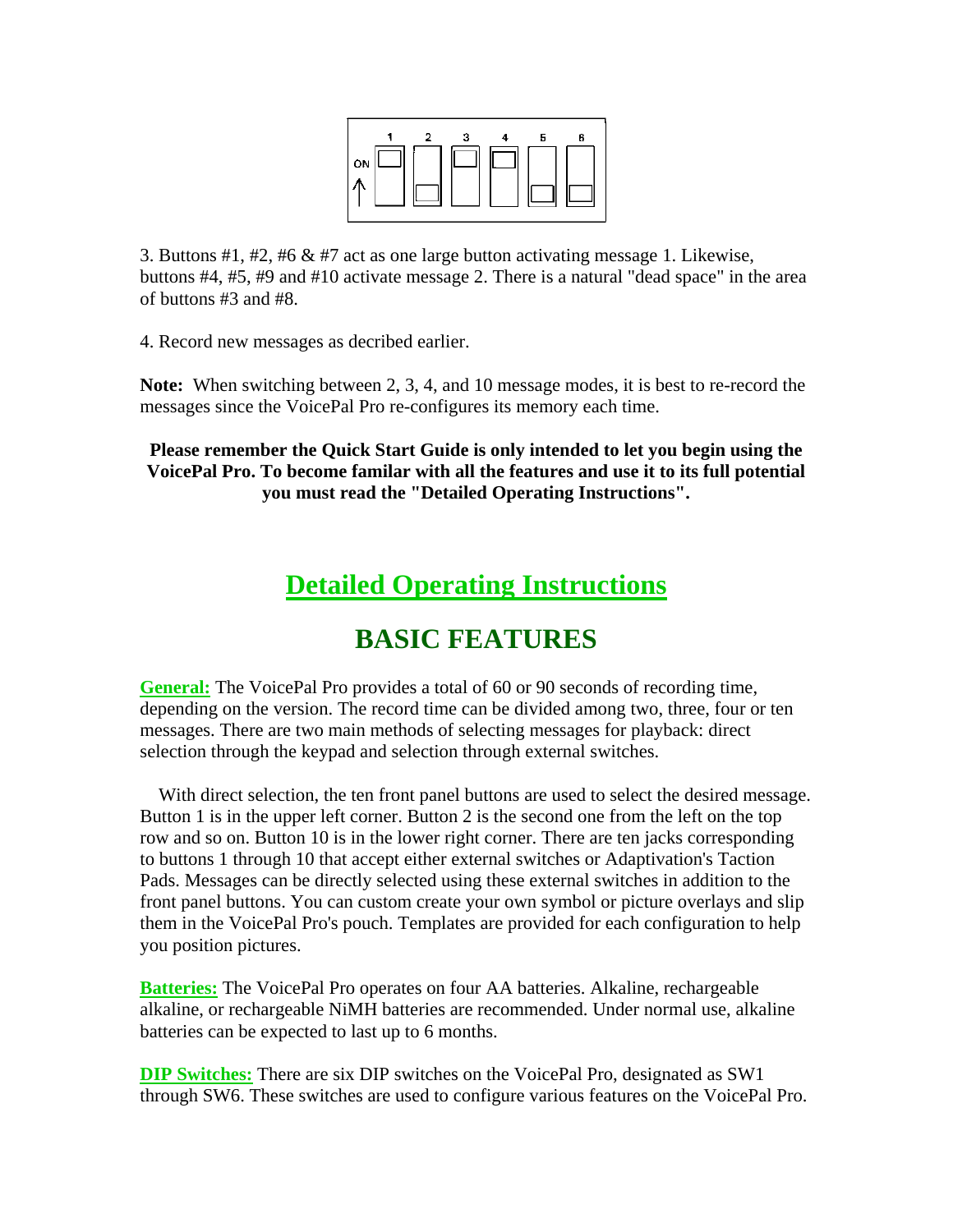3. Buttons #1, #2, #6 & #7 act as one large button activating message 1. Likewise, buttons #4, #5, #9 and #10 activate message 2. There is a natural "dead space" in the area of buttons #3 and #8.

4. Record new messages as decribed earlier.

**Note:** When switching between 2, 3, 4, and 10 message modes, it is best to re-record the messages since the VoicePal Pro re-configures its memory each time.

**Please remember the Quick Start Guide is only intended to let you begin using the VoicePal Pro. To become familar with all the features and use it to its full potential you must read the "Detailed Operating Instructions".**

# Detailed Operating Instructions

## BASIC FEATURES

**General:** The VoicePal Pro provides a total of 60 or 90 seconds of recording time, depending on the version. The record time can be divided among two, three, four or ten messages. There are two main methods of selecting messages for playback: direct selection through the keypad and selection through external switches.

With direct selection, the ten front panel buttons are used to select the desired message. Button 1 is in the upper left corner. Button 2 is the second one from the left on the top row and so on. Button 10 is in the lower right corner. There are ten jacks corresponding to buttons 1 through 10 that accept either external switches or Adaptivation's Taction Pads. Messages can be directly selected using these external switches in addition to the front panel buttons. You can custom create your own symbol or picture overlays and slip them in the VoicePal Pro's pouch. Templates are provided for each configuration to help you position pictures.

**Batteries:** The VoicePal Pro operates on four AA batteries. Alkaline, rechargeable alkaline, or rechargeable NiMH batteries are recommended. Under normal use, alkaline batteries can be expected to last up to 6 months.

**DIP Switches:** There are six DIP switches on the VoicePal Pro, designated as SW1 through SW6. These switches are used to configure various features on the VoicePal Pro.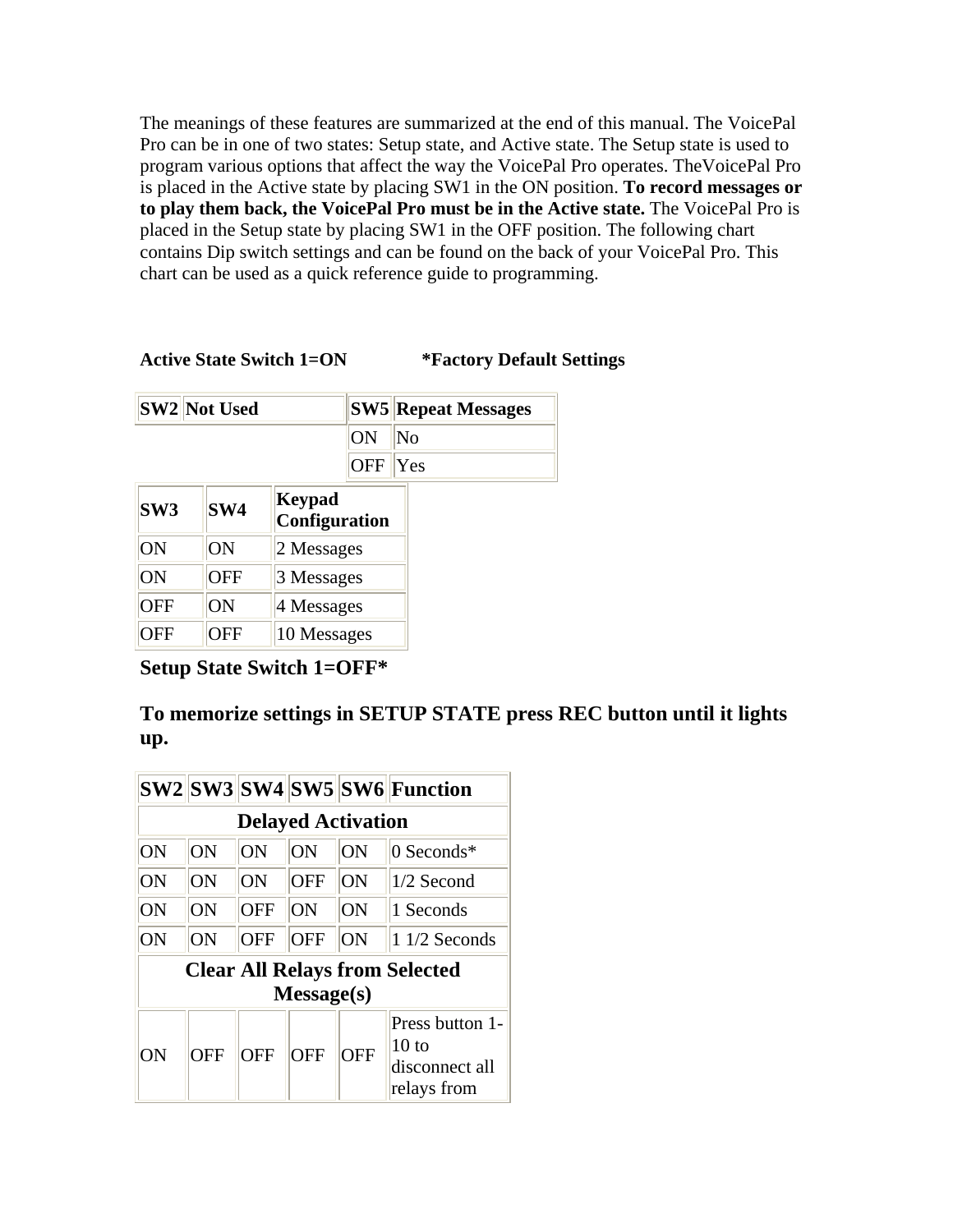The meanings of these features are summarized at the end of this manual. The VoicePal Pro can be in one of two states: Setup state, and Active state. The Setup state is used to program various options that affect the way the VoicePal Pro operates. TheVoicePal Pro is placed in the Active state by placing SW1 in the ON position. **To record messages or to play them back, the VoicePal Pro must be in the Active state.** The VoicePal Pro is placed in the Setup state by placing SW1 in the OFF position. The following chart contains Dip switch settings and can be found on the back of your VoicePal Pro. This chart can be used as a quick reference guide to programming.

**Active State Switch 1=ON** **\*Factory Default Settings**

| SW2 | Not Used |
|---|---|

| SW5 | Repeat Messages |
|---|---|
| ON | No |
| OFF | Yes |

| SW3 | SW4 | Keypad Configuration |
|---|---|---|
| ON | ON | 2 Messages |
| ON | OFF | 3 Messages |
| OFF | ON | 4 Messages |
| OFF | OFF | 10 Messages |

### Setup State Switch 1=OFF*

### To memorize settings in SETUP STATE press REC button until it lights up.

| SW2 | SW3 | SW4 | SW5 | SW6 | Function |
|---|---|---|---|---|---|
| **Delayed Activation** | | | | | |
| ON | ON | ON | ON | ON | 0 Seconds* |
| ON | ON | ON | OFF | ON | 1/2 Second |
| ON | ON | OFF | ON | ON | 1 Seconds |
| ON | ON | OFF | OFF | ON | 1 1/2 Seconds |
| **Clear All Relays from Selected Message(s)** | | | | | |
| ON | OFF | OFF | OFF | OFF | Press button 1-10 to disconnect all relays from |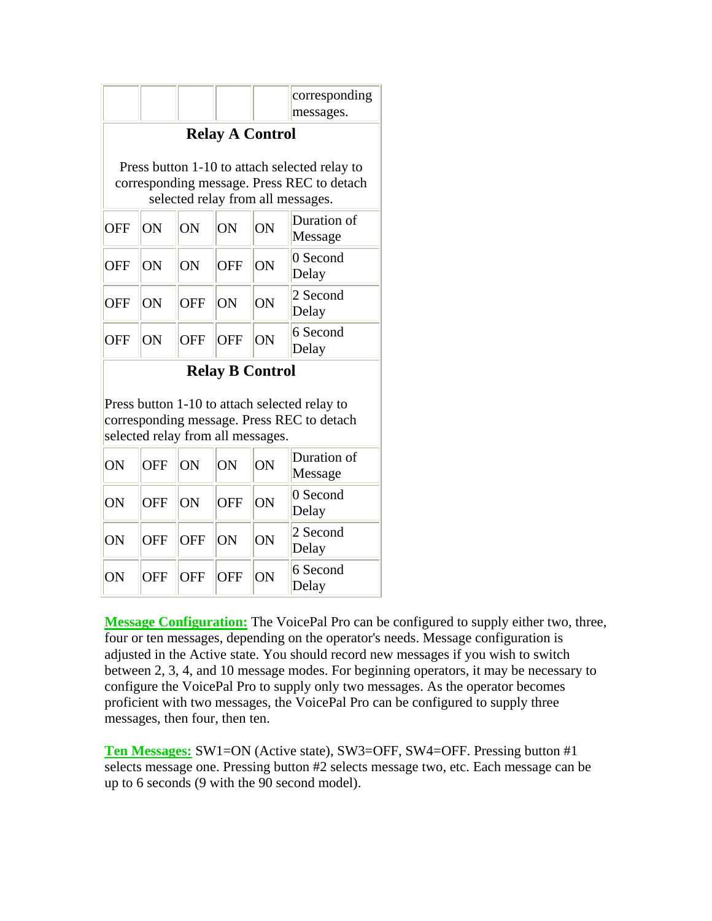|  |  |  |  |  | corresponding messages. |
|---|---|---|---|---|---|
| **Relay A Control**<br><br>Press button 1-10 to attach selected relay to corresponding message. Press REC to detach selected relay from all messages. | | | | | |
| OFF | ON | ON | ON | ON | Duration of Message |
| OFF | ON | ON | OFF | ON | 0 Second Delay |
| OFF | ON | OFF | ON | ON | 2 Second Delay |
| OFF | ON | OFF | OFF | ON | 6 Second Delay |
| **Relay B Control**<br><br>Press button 1-10 to attach selected relay to corresponding message. Press REC to detach selected relay from all messages. | | | | | |
| ON | OFF | ON | ON | ON | Duration of Message |
| ON | OFF | ON | OFF | ON | 0 Second Delay |
| ON | OFF | OFF | ON | ON | 2 Second Delay |
| ON | OFF | OFF | OFF | ON | 6 Second Delay |

**Message Configuration:** The VoicePal Pro can be configured to supply either two, three, four or ten messages, depending on the operator's needs. Message configuration is adjusted in the Active state. You should record new messages if you wish to switch between 2, 3, 4, and 10 message modes. For beginning operators, it may be necessary to configure the VoicePal Pro to supply only two messages. As the operator becomes proficient with two messages, the VoicePal Pro can be configured to supply three messages, then four, then ten.

**Ten Messages:** SW1=ON (Active state), SW3=OFF, SW4=OFF. Pressing button #1 selects message one. Pressing button #2 selects message two, etc. Each message can be up to 6 seconds (9 with the 90 second model).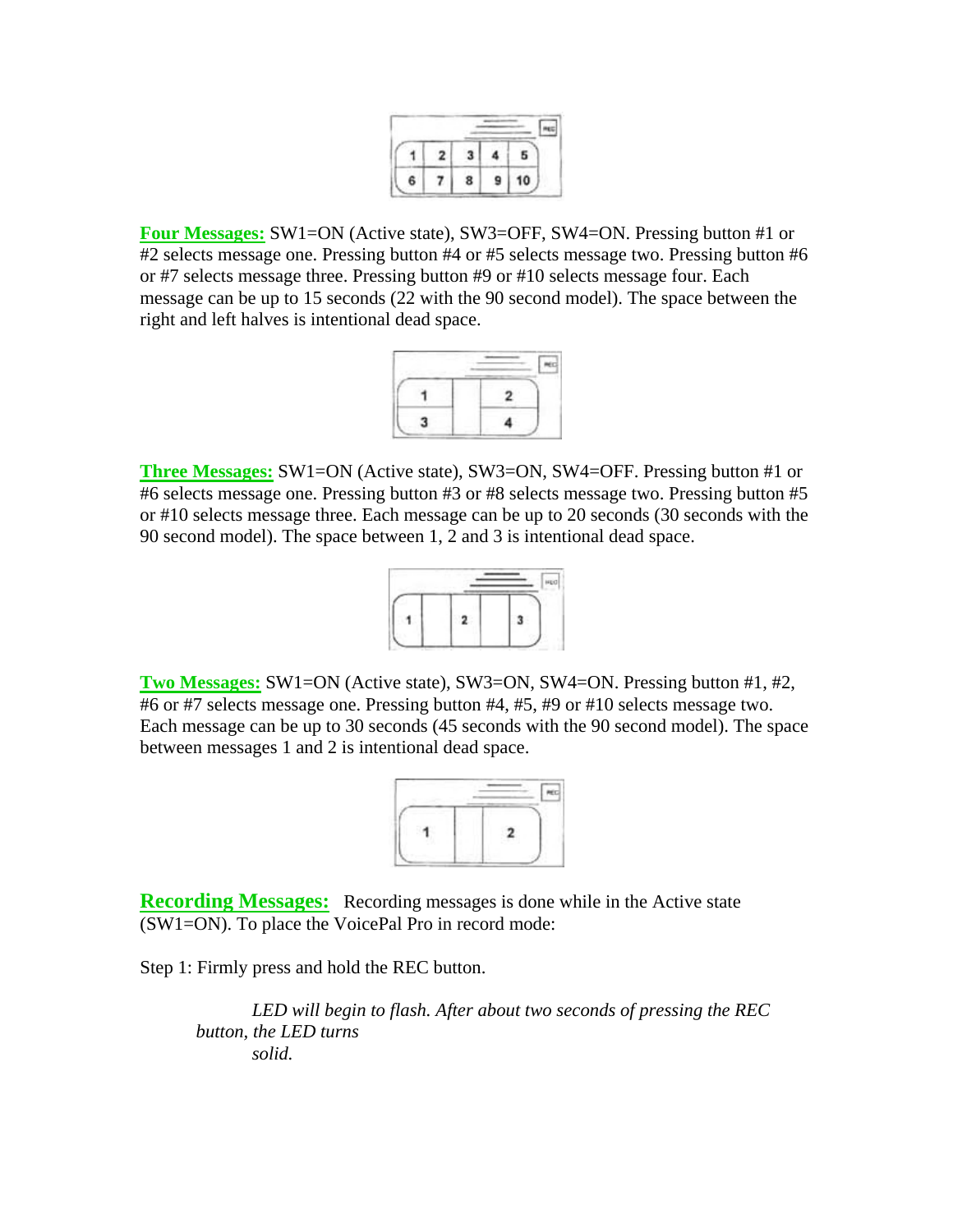**Four Messages:** SW1=ON (Active state), SW3=OFF, SW4=ON. Pressing button #1 or #2 selects message one. Pressing button #4 or #5 selects message two. Pressing button #6 or #7 selects message three. Pressing button #9 or #10 selects message four. Each message can be up to 15 seconds (22 with the 90 second model). The space between the right and left halves is intentional dead space.

**Three Messages:** SW1=ON (Active state), SW3=ON, SW4=OFF. Pressing button #1 or #6 selects message one. Pressing button #3 or #8 selects message two. Pressing button #5 or #10 selects message three. Each message can be up to 20 seconds (30 seconds with the 90 second model). The space between 1, 2 and 3 is intentional dead space.

**Two Messages:** SW1=ON (Active state), SW3=ON, SW4=ON. Pressing button #1, #2, #6 or #7 selects message one. Pressing button #4, #5, #9 or #10 selects message two. Each message can be up to 30 seconds (45 seconds with the 90 second model). The space between messages 1 and 2 is intentional dead space.

**Recording Messages:** Recording messages is done while in the Active state (SW1=ON). To place the VoicePal Pro in record mode:

Step 1: Firmly press and hold the REC button.

> *LED will begin to flash. After about two seconds of pressing the REC button, the LED turns solid.*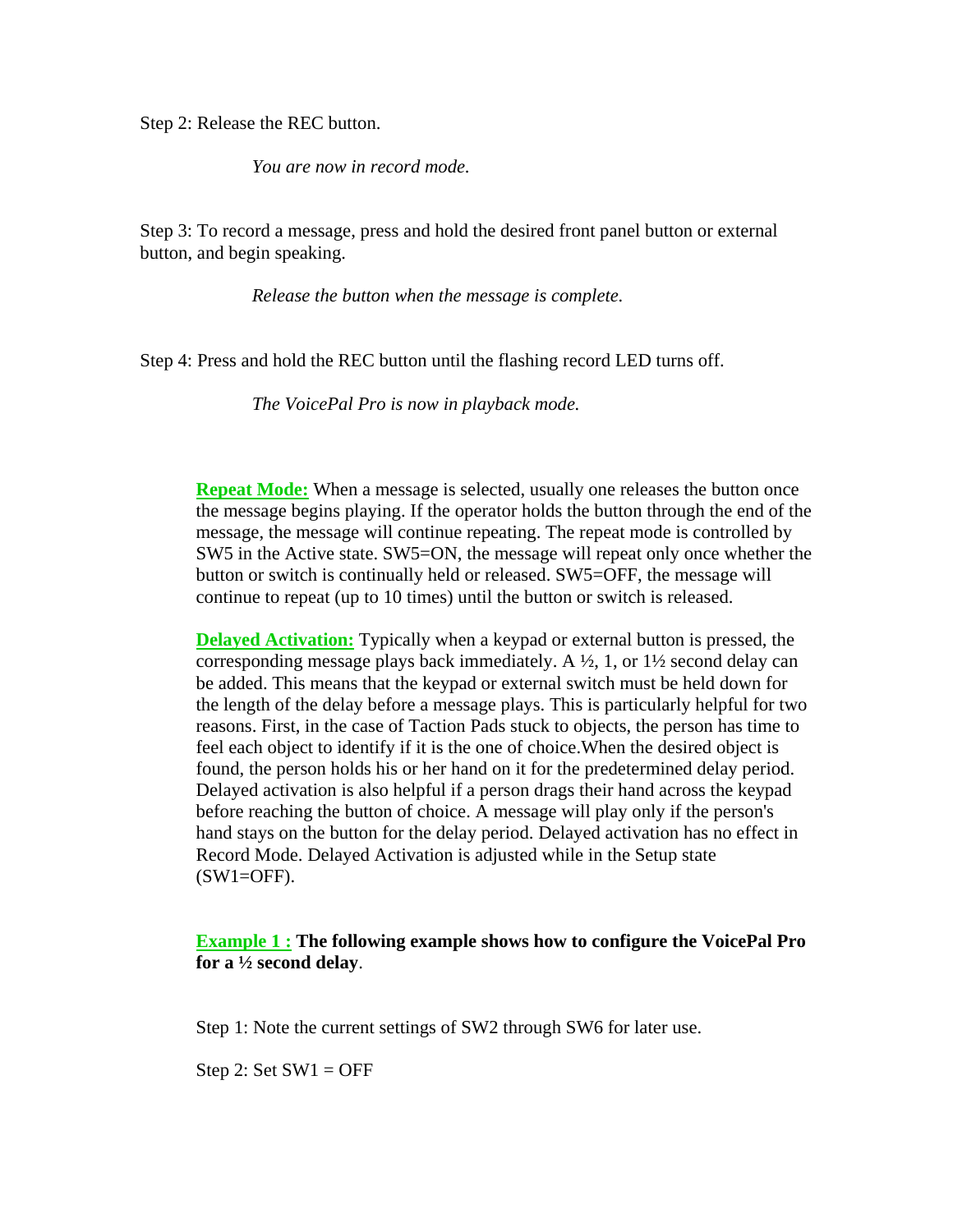Step 2: Release the REC button.

*You are now in record mode.*

Step 3: To record a message, press and hold the desired front panel button or external button, and begin speaking.

*Release the button when the message is complete.*

Step 4: Press and hold the REC button until the flashing record LED turns off.

*The VoicePal Pro is now in playback mode.*

**Repeat Mode:** When a message is selected, usually one releases the button once the message begins playing. If the operator holds the button through the end of the message, the message will continue repeating. The repeat mode is controlled by SW5 in the Active state. SW5=ON, the message will repeat only once whether the button or switch is continually held or released. SW5=OFF, the message will continue to repeat (up to 10 times) until the button or switch is released.

**Delayed Activation:** Typically when a keypad or external button is pressed, the corresponding message plays back immediately. A ½, 1, or 1½ second delay can be added. This means that the keypad or external switch must be held down for the length of the delay before a message plays. This is particularly helpful for two reasons. First, in the case of Taction Pads stuck to objects, the person has time to feel each object to identify if it is the one of choice.When the desired object is found, the person holds his or her hand on it for the predetermined delay period. Delayed activation is also helpful if a person drags their hand across the keypad before reaching the button of choice. A message will play only if the person's hand stays on the button for the delay period. Delayed activation has no effect in Record Mode. Delayed Activation is adjusted while in the Setup state (SW1=OFF).

**Example 1 : The following example shows how to configure the VoicePal Pro for a ½ second delay**.

Step 1: Note the current settings of SW2 through SW6 for later use.

Step 2: Set SW1 = OFF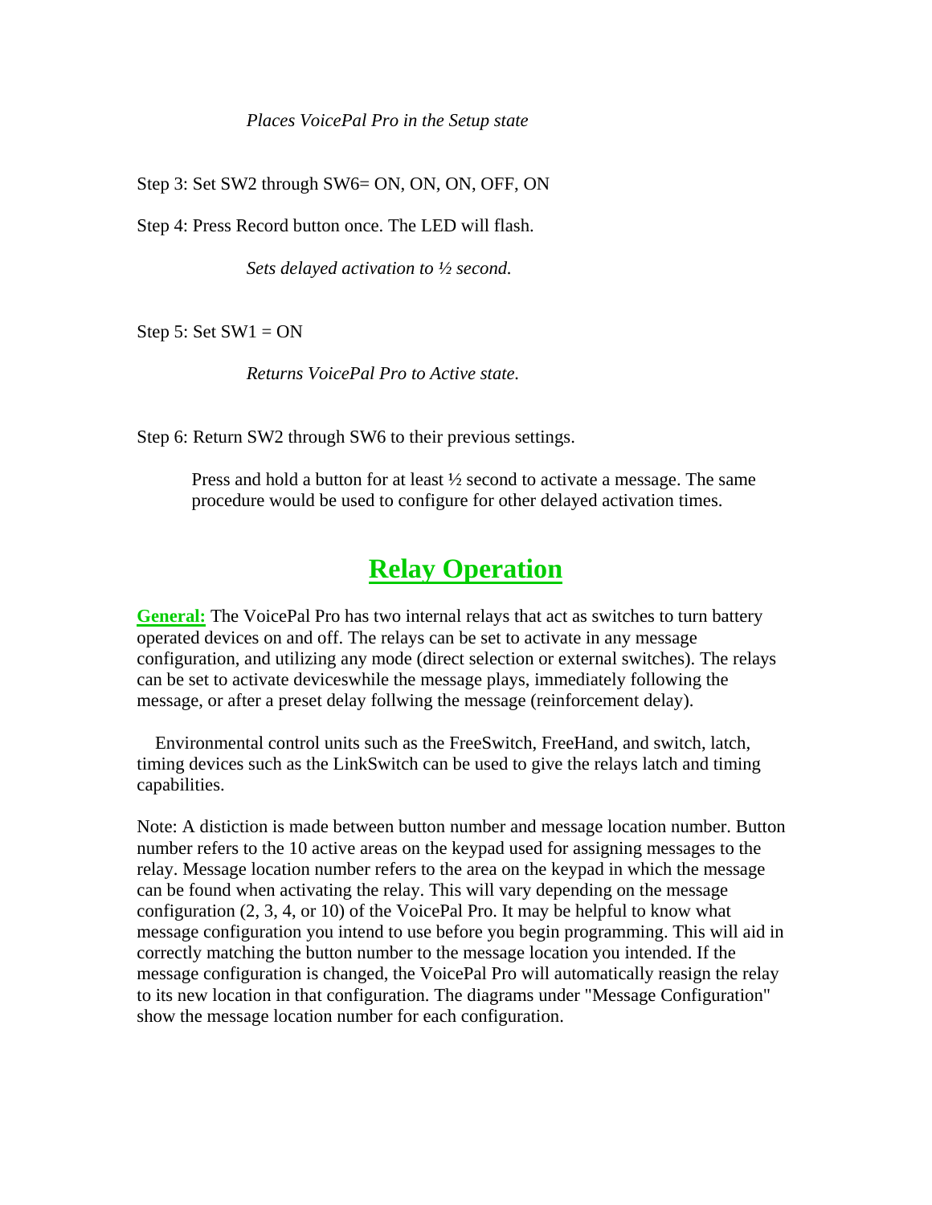*Places VoicePal Pro in the Setup state*

Step 3: Set SW2 through SW6= ON, ON, ON, OFF, ON

Step 4: Press Record button once. The LED will flash.

*Sets delayed activation to ½ second.*

Step 5: Set SW1 = ON

*Returns VoicePal Pro to Active state.*

Step 6: Return SW2 through SW6 to their previous settings.

Press and hold a button for at least ½ second to activate a message. The same procedure would be used to configure for other delayed activation times.

## Relay Operation

**General:** The VoicePal Pro has two internal relays that act as switches to turn battery operated devices on and off. The relays can be set to activate in any message configuration, and utilizing any mode (direct selection or external switches). The relays can be set to activate deviceswhile the message plays, immediately following the message, or after a preset delay follwing the message (reinforcement delay).

Environmental control units such as the FreeSwitch, FreeHand, and switch, latch, timing devices such as the LinkSwitch can be used to give the relays latch and timing capabilities.

Note: A distiction is made between button number and message location number. Button number refers to the 10 active areas on the keypad used for assigning messages to the relay. Message location number refers to the area on the keypad in which the message can be found when activating the relay. This will vary depending on the message configuration (2, 3, 4, or 10) of the VoicePal Pro. It may be helpful to know what message configuration you intend to use before you begin programming. This will aid in correctly matching the button number to the message location you intended. If the message configuration is changed, the VoicePal Pro will automatically reasign the relay to its new location in that configuration. The diagrams under "Message Configuration" show the message location number for each configuration.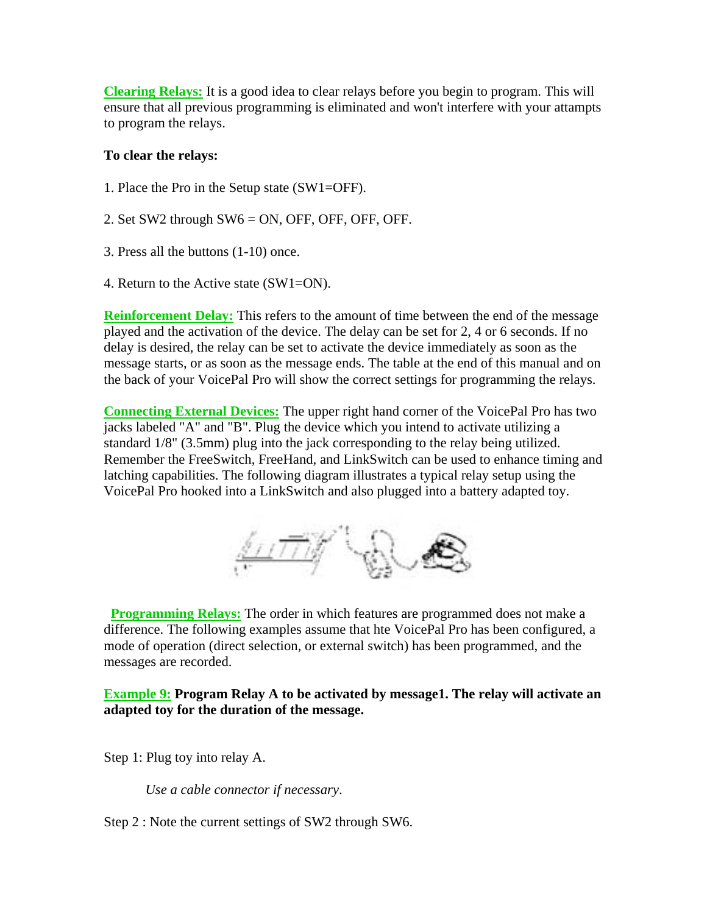**Clearing Relays:** It is a good idea to clear relays before you begin to program. This will ensure that all previous programming is eliminated and won't interfere with your attampts to program the relays.

**To clear the relays:**

1. Place the Pro in the Setup state (SW1=OFF).

2. Set SW2 through SW6 = ON, OFF, OFF, OFF, OFF.

3. Press all the buttons (1-10) once.

4. Return to the Active state (SW1=ON).

**Reinforcement Delay:** This refers to the amount of time between the end of the message played and the activation of the device. The delay can be set for 2, 4 or 6 seconds. If no delay is desired, the relay can be set to activate the device immediately as soon as the message starts, or as soon as the message ends. The table at the end of this manual and on the back of your VoicePal Pro will show the correct settings for programming the relays.

**Connecting External Devices:** The upper right hand corner of the VoicePal Pro has two jacks labeled "A" and "B". Plug the device which you intend to activate utilizing a standard 1/8" (3.5mm) plug into the jack corresponding to the relay being utilized. Remember the FreeSwitch, FreeHand, and LinkSwitch can be used to enhance timing and latching capabilities. The following diagram illustrates a typical relay setup using the VoicePal Pro hooked into a LinkSwitch and also plugged into a battery adapted toy.

**Programming Relays:** The order in which features are programmed does not make a difference. The following examples assume that hte VoicePal Pro has been configured, a mode of operation (direct selection, or external switch) has been programmed, and the messages are recorded.

**Example 9:** **Program Relay A to be activated by message1. The relay will activate an adapted toy for the duration of the message.**

Step 1: Plug toy into relay A.

*Use a cable connector if necessary*.

Step 2 : Note the current settings of SW2 through SW6.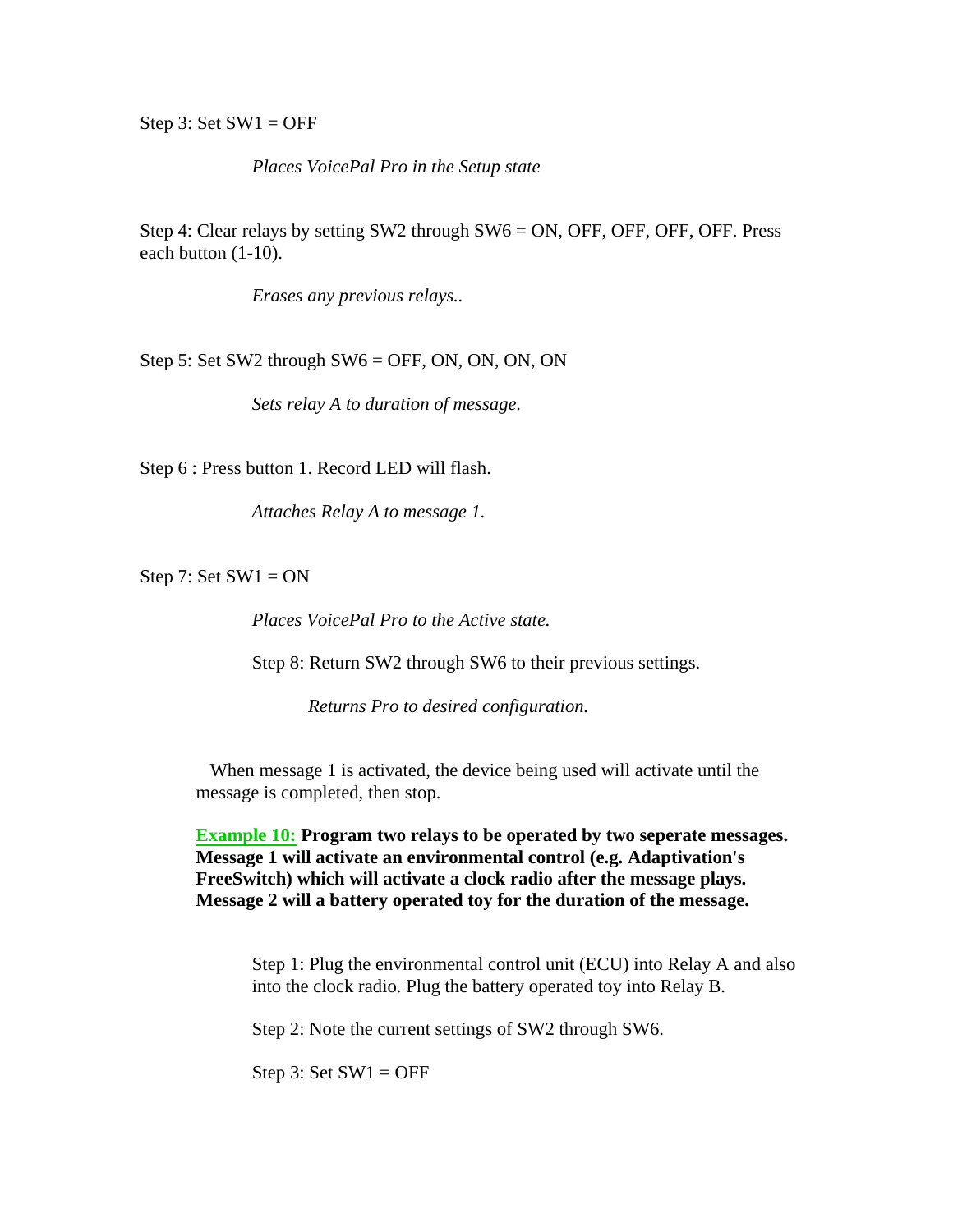Step 3: Set SW1 = OFF

*Places VoicePal Pro in the Setup state*

Step 4: Clear relays by setting SW2 through SW6 = ON, OFF, OFF, OFF, OFF. Press each button (1-10).

*Erases any previous relays..*

Step 5: Set SW2 through SW6 = OFF, ON, ON, ON, ON

*Sets relay A to duration of message.*

Step 6 : Press button 1. Record LED will flash.

*Attaches Relay A to message 1.*

Step 7: Set SW1 = ON

*Places VoicePal Pro to the Active state.*

Step 8: Return SW2 through SW6 to their previous settings.

*Returns Pro to desired configuration.*

When message 1 is activated, the device being used will activate until the message is completed, then stop.

**Example 10: Program two relays to be operated by two seperate messages. Message 1 will activate an environmental control (e.g. Adaptivation's FreeSwitch) which will activate a clock radio after the message plays. Message 2 will a battery operated toy for the duration of the message.**

Step 1: Plug the environmental control unit (ECU) into Relay A and also into the clock radio. Plug the battery operated toy into Relay B.

Step 2: Note the current settings of SW2 through SW6.

Step 3: Set SW1 = OFF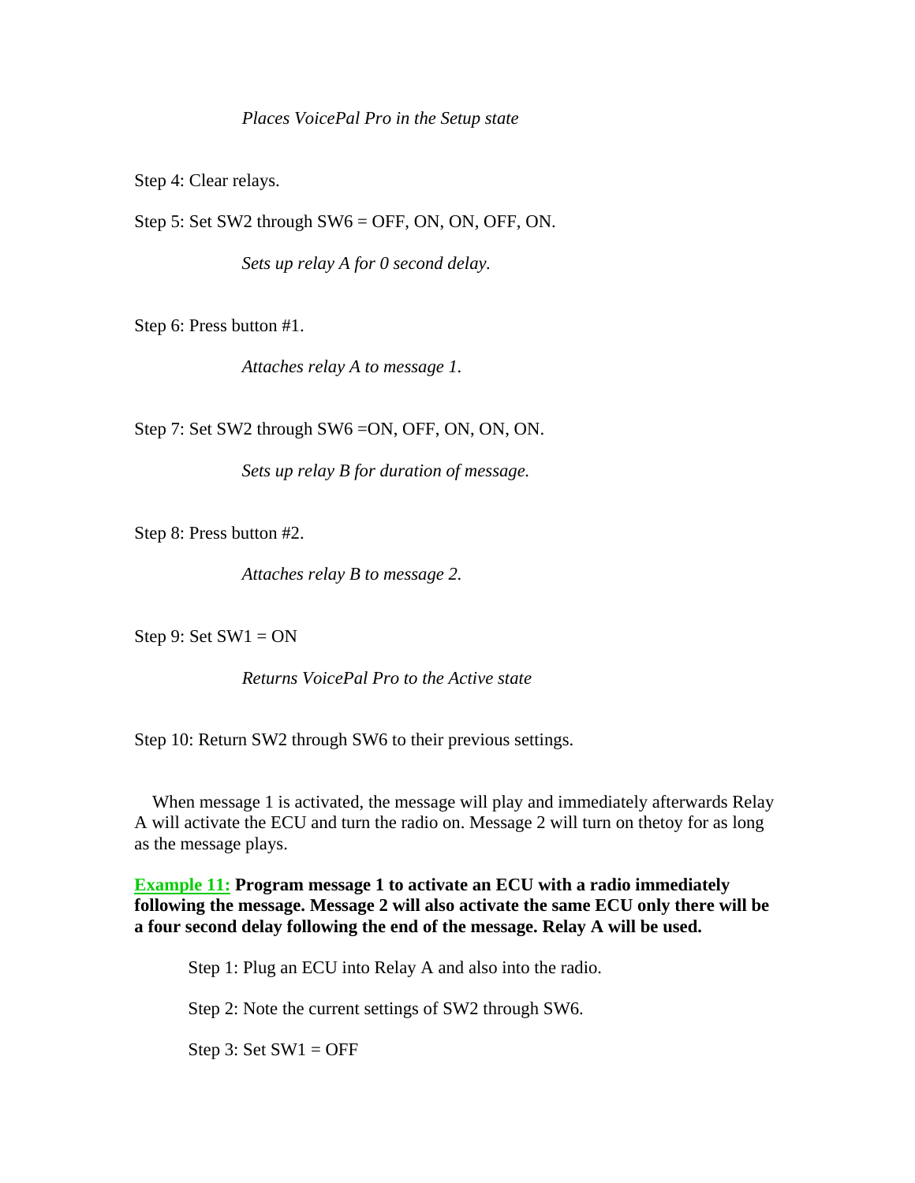*Places VoicePal Pro in the Setup state*

Step 4: Clear relays.

Step 5: Set SW2 through SW6 = OFF, ON, ON, OFF, ON.

*Sets up relay A for 0 second delay.*

Step 6: Press button #1.

*Attaches relay A to message 1.*

Step 7: Set SW2 through SW6 =ON, OFF, ON, ON, ON.

*Sets up relay B for duration of message.*

Step 8: Press button #2.

*Attaches relay B to message 2.*

Step 9: Set SW1 = ON

*Returns VoicePal Pro to the Active state*

Step 10: Return SW2 through SW6 to their previous settings.

When message 1 is activated, the message will play and immediately afterwards Relay A will activate the ECU and turn the radio on. Message 2 will turn on thetoy for as long as the message plays.

**Example 11: Program message 1 to activate an ECU with a radio immediately following the message. Message 2 will also activate the same ECU only there will be a four second delay following the end of the message. Relay A will be used.**

Step 1: Plug an ECU into Relay A and also into the radio.

Step 2: Note the current settings of SW2 through SW6.

Step 3: Set SW1 = OFF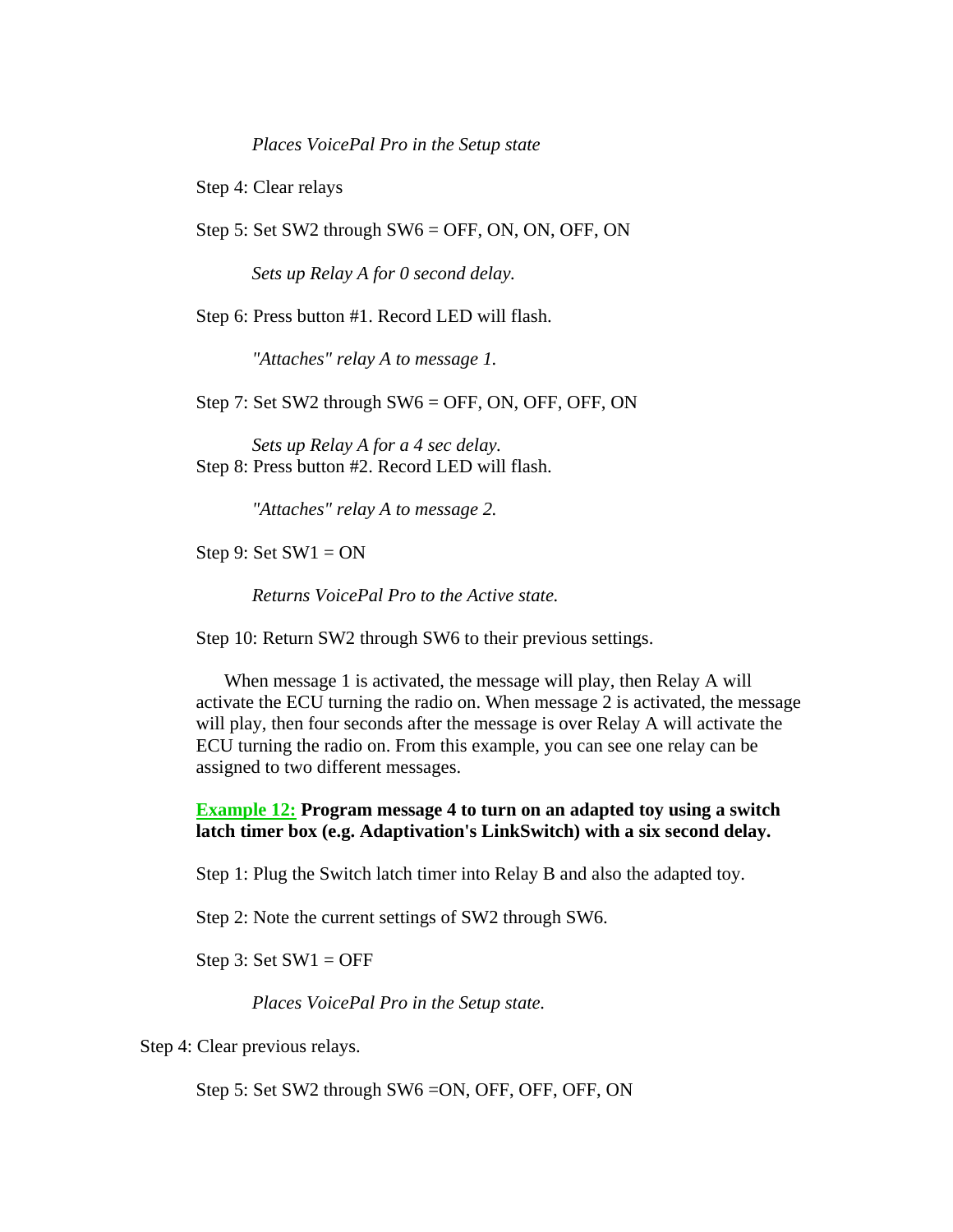*Places VoicePal Pro in the Setup state*

Step 4: Clear relays

Step 5: Set SW2 through SW6 = OFF, ON, ON, OFF, ON

*Sets up Relay A for 0 second delay.*

Step 6: Press button #1. Record LED will flash.

*"Attaches" relay A to message 1.*

Step 7: Set SW2 through SW6 = OFF, ON, OFF, OFF, ON

*Sets up Relay A for a 4 sec delay.*

Step 8: Press button #2. Record LED will flash.

*"Attaches" relay A to message 2.*

Step 9: Set SW1 = ON

*Returns VoicePal Pro to the Active state.*

Step 10: Return SW2 through SW6 to their previous settings.

When message 1 is activated, the message will play, then Relay A will activate the ECU turning the radio on. When message 2 is activated, the message will play, then four seconds after the message is over Relay A will activate the ECU turning the radio on. From this example, you can see one relay can be assigned to two different messages.

**Example 12: Program message 4 to turn on an adapted toy using a switch latch timer box (e.g. Adaptivation's LinkSwitch) with a six second delay.**

Step 1: Plug the Switch latch timer into Relay B and also the adapted toy.

Step 2: Note the current settings of SW2 through SW6.

Step 3: Set SW1 = OFF

*Places VoicePal Pro in the Setup state.*

Step 4: Clear previous relays.

Step 5: Set SW2 through SW6 =ON, OFF, OFF, OFF, ON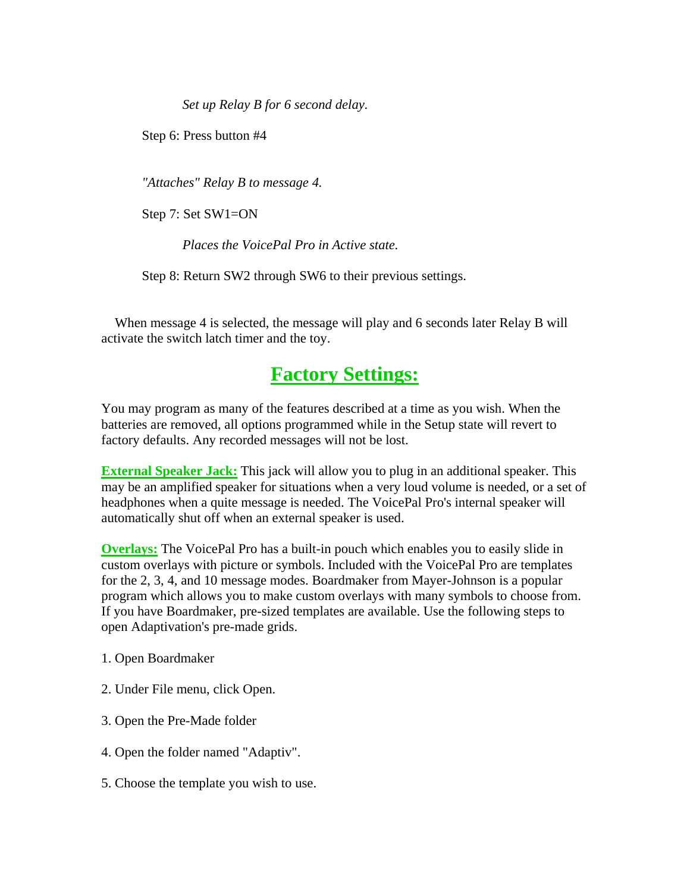*Set up Relay B for 6 second delay.*

Step 6: Press button #4

*"Attaches" Relay B to message 4.*

Step 7: Set SW1=ON

*Places the VoicePal Pro in Active state.*

Step 8: Return SW2 through SW6 to their previous settings.

When message 4 is selected, the message will play and 6 seconds later Relay B will activate the switch latch timer and the toy.

## Factory Settings:

You may program as many of the features described at a time as you wish. When the batteries are removed, all options programmed while in the Setup state will revert to factory defaults. Any recorded messages will not be lost.

**External Speaker Jack:** This jack will allow you to plug in an additional speaker. This may be an amplified speaker for situations when a very loud volume is needed, or a set of headphones when a quite message is needed. The VoicePal Pro's internal speaker will automatically shut off when an external speaker is used.

**Overlays:** The VoicePal Pro has a built-in pouch which enables you to easily slide in custom overlays with picture or symbols. Included with the VoicePal Pro are templates for the 2, 3, 4, and 10 message modes. Boardmaker from Mayer-Johnson is a popular program which allows you to make custom overlays with many symbols to choose from. If you have Boardmaker, pre-sized templates are available. Use the following steps to open Adaptivation's pre-made grids.

1. Open Boardmaker

2. Under File menu, click Open.

3. Open the Pre-Made folder

4. Open the folder named "Adaptiv".

5. Choose the template you wish to use.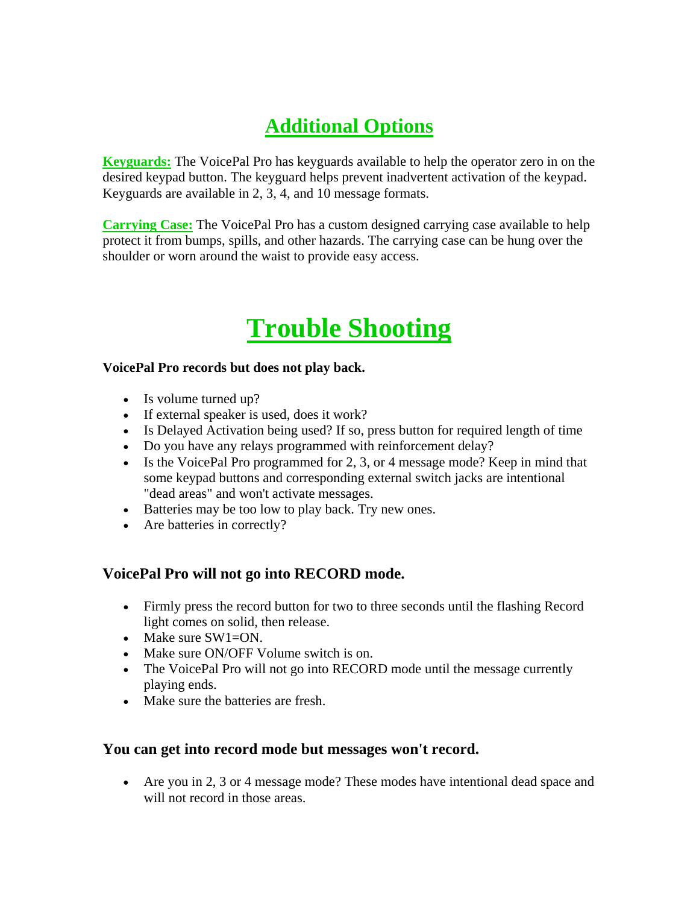# Additional Options

**Keyguards:** The VoicePal Pro has keyguards available to help the operator zero in on the desired keypad button. The keyguard helps prevent inadvertent activation of the keypad. Keyguards are available in 2, 3, 4, and 10 message formats.

**Carrying Case:** The VoicePal Pro has a custom designed carrying case available to help protect it from bumps, spills, and other hazards. The carrying case can be hung over the shoulder or worn around the waist to provide easy access.

# Trouble Shooting

**VoicePal Pro records but does not play back.**

- Is volume turned up?
- If external speaker is used, does it work?
- Is Delayed Activation being used? If so, press button for required length of time
- Do you have any relays programmed with reinforcement delay?
- Is the VoicePal Pro programmed for 2, 3, or 4 message mode? Keep in mind that some keypad buttons and corresponding external switch jacks are intentional "dead areas" and won't activate messages.
- Batteries may be too low to play back. Try new ones.
- Are batteries in correctly?

### VoicePal Pro will not go into RECORD mode.

- Firmly press the record button for two to three seconds until the flashing Record light comes on solid, then release.
- Make sure SW1=ON.
- Make sure ON/OFF Volume switch is on.
- The VoicePal Pro will not go into RECORD mode until the message currently playing ends.
- Make sure the batteries are fresh.

### You can get into record mode but messages won't record.

- Are you in 2, 3 or 4 message mode? These modes have intentional dead space and will not record in those areas.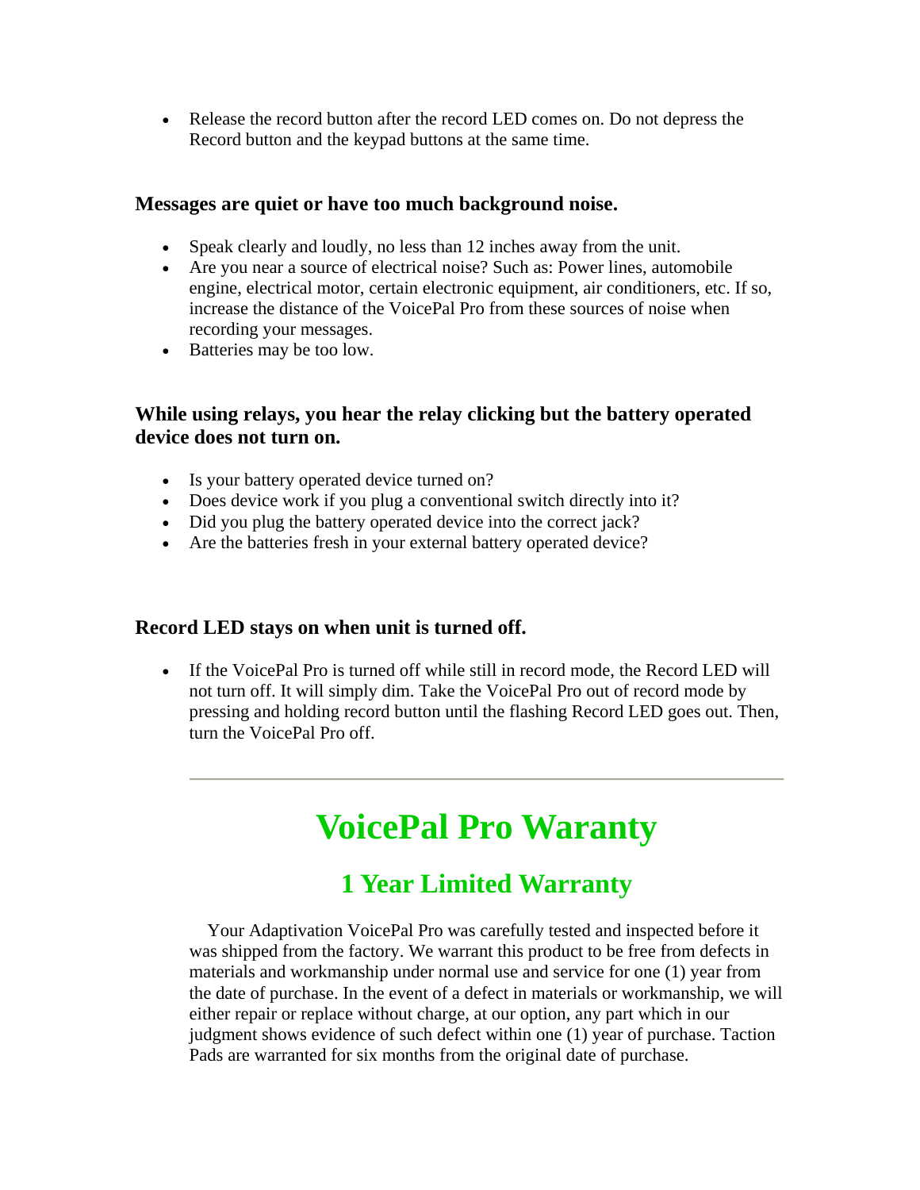- Release the record button after the record LED comes on. Do not depress the Record button and the keypad buttons at the same time.

### Messages are quiet or have too much background noise.

- Speak clearly and loudly, no less than 12 inches away from the unit.
- Are you near a source of electrical noise? Such as: Power lines, automobile engine, electrical motor, certain electronic equipment, air conditioners, etc. If so, increase the distance of the VoicePal Pro from these sources of noise when recording your messages.
- Batteries may be too low.

### While using relays, you hear the relay clicking but the battery operated device does not turn on.

- Is your battery operated device turned on?
- Does device work if you plug a conventional switch directly into it?
- Did you plug the battery operated device into the correct jack?
- Are the batteries fresh in your external battery operated device?

### Record LED stays on when unit is turned off.

- If the VoicePal Pro is turned off while still in record mode, the Record LED will not turn off. It will simply dim. Take the VoicePal Pro out of record mode by pressing and holding record button until the flashing Record LED goes out. Then, turn the VoicePal Pro off.

---

# VoicePal Pro Waranty

## 1 Year Limited Warranty

Your Adaptivation VoicePal Pro was carefully tested and inspected before it was shipped from the factory. We warrant this product to be free from defects in materials and workmanship under normal use and service for one (1) year from the date of purchase. In the event of a defect in materials or workmanship, we will either repair or replace without charge, at our option, any part which in our judgment shows evidence of such defect within one (1) year of purchase. Taction Pads are warranted for six months from the original date of purchase.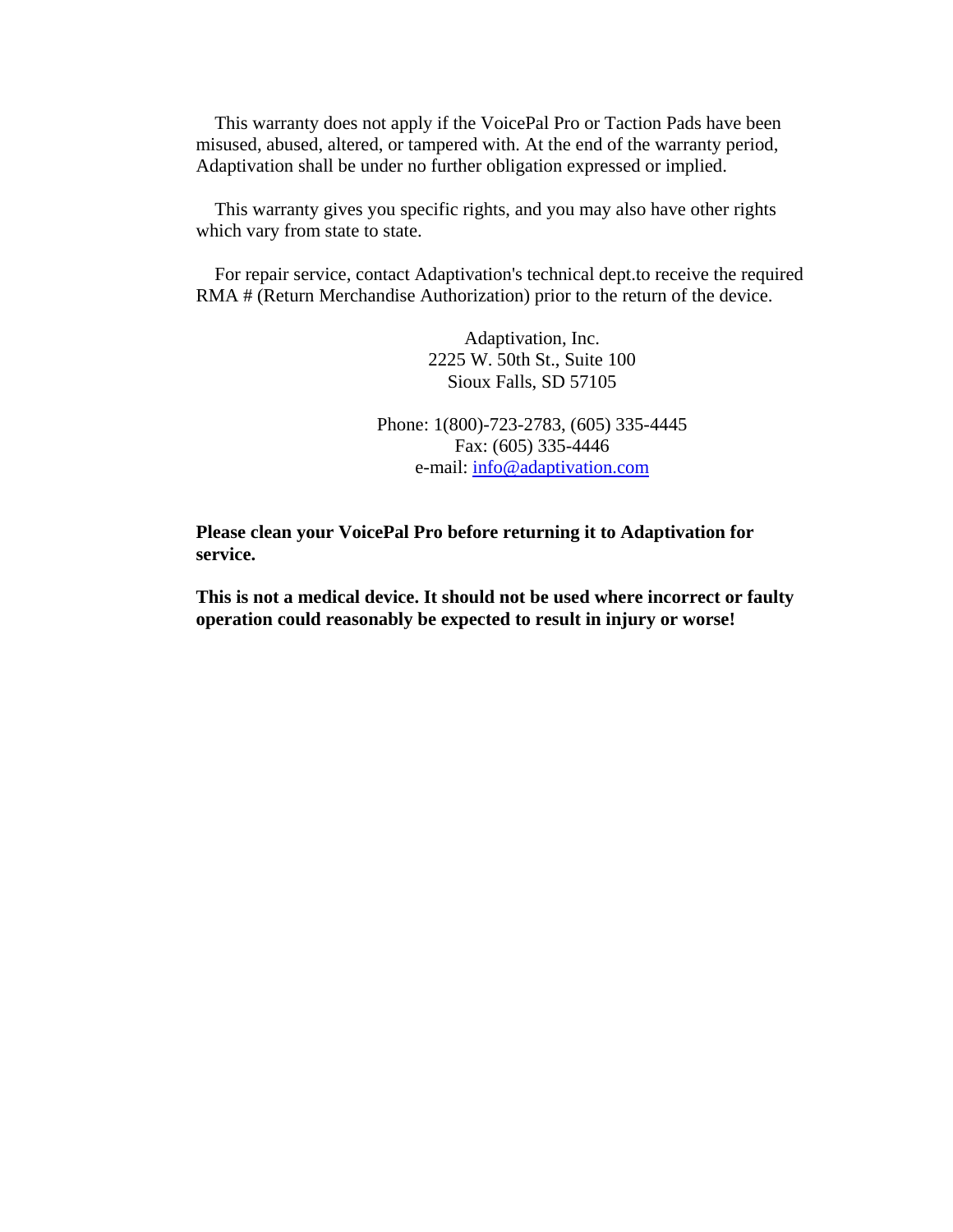This warranty does not apply if the VoicePal Pro or Taction Pads have been misused, abused, altered, or tampered with. At the end of the warranty period, Adaptivation shall be under no further obligation expressed or implied.

This warranty gives you specific rights, and you may also have other rights which vary from state to state.

For repair service, contact Adaptivation's technical dept.to receive the required RMA # (Return Merchandise Authorization) prior to the return of the device.

Adaptivation, Inc.
2225 W. 50th St., Suite 100
Sioux Falls, SD 57105

Phone: 1(800)-723-2783, (605) 335-4445
Fax: (605) 335-4446
e-mail: info@adaptivation.com

**Please clean your VoicePal Pro before returning it to Adaptivation for service.**

**This is not a medical device. It should not be used where incorrect or faulty operation could reasonably be expected to result in injury or worse!**